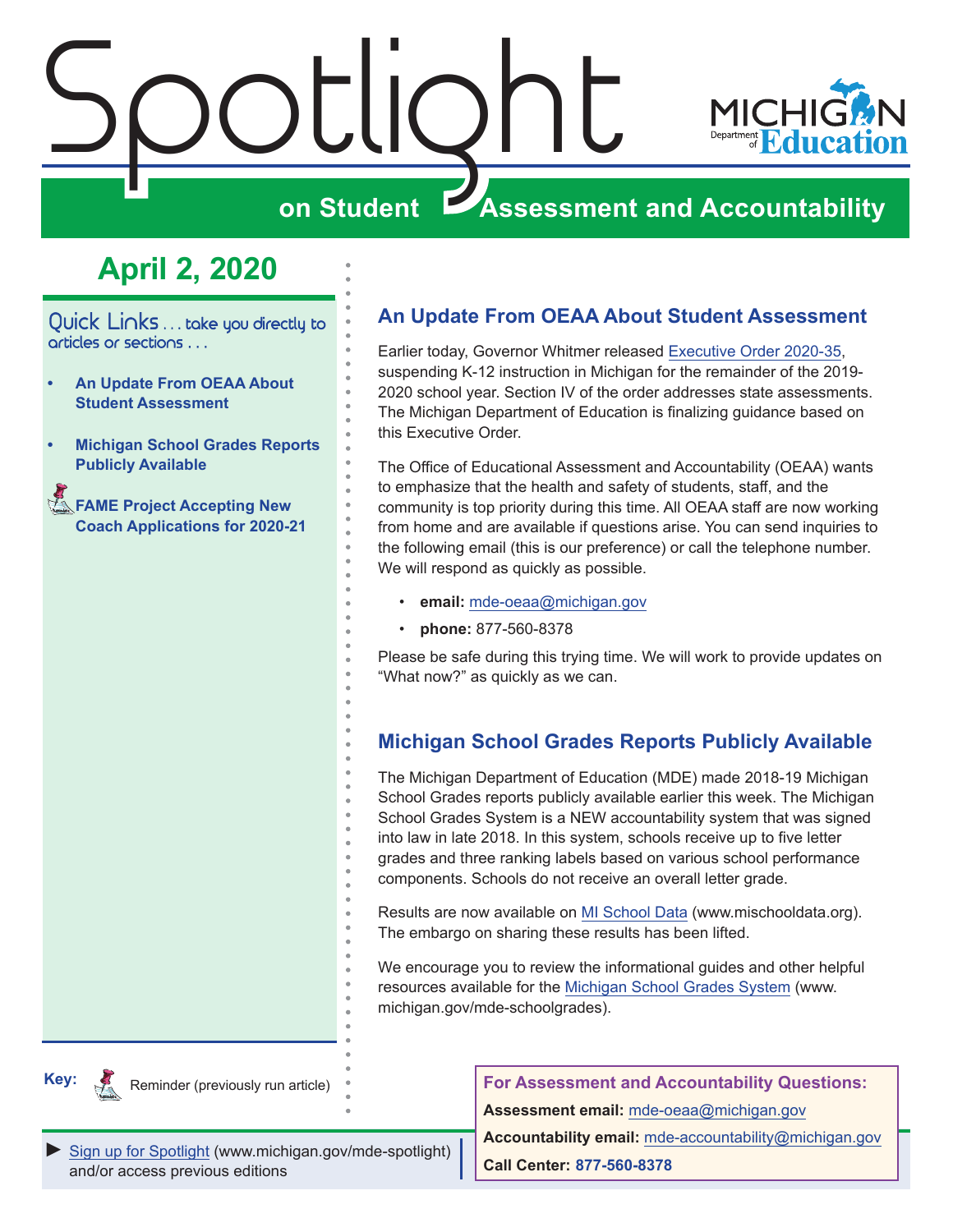# Spotlight on Student Assessment and Accountability

Michigan Department of Education

## April 2, 2020

Quick Links . . . take you directly to articles or sections . . .

- An Update From OEAA About Student Assessment
- Michigan School Grades Reports Publicly Available
- FAME Project Accepting New Coach Applications for 2020-21

**Key:** Reminder (previously run article)

## An Update From OEAA About Student Assessment

Earlier today, Governor Whitmer released Executive Order 2020-35, suspending K-12 instruction in Michigan for the remainder of the 2019-2020 school year. Section IV of the order addresses state assessments. The Michigan Department of Education is finalizing guidance based on this Executive Order.

The Office of Educational Assessment and Accountability (OEAA) wants to emphasize that the health and safety of students, staff, and the community is top priority during this time. All OEAA staff are now working from home and are available if questions arise. You can send inquiries to the following email (this is our preference) or call the telephone number. We will respond as quickly as possible.

- **email:** mde-oeaa@michigan.gov
- **phone:** 877-560-8378

Please be safe during this trying time. We will work to provide updates on "What now?" as quickly as we can.

## Michigan School Grades Reports Publicly Available

The Michigan Department of Education (MDE) made 2018-19 Michigan School Grades reports publicly available earlier this week. The Michigan School Grades System is a NEW accountability system that was signed into law in late 2018. In this system, schools receive up to five letter grades and three ranking labels based on various school performance components. Schools do not receive an overall letter grade.

Results are now available on MI School Data (www.mischooldata.org). The embargo on sharing these results has been lifted.

We encourage you to review the informational guides and other helpful resources available for the Michigan School Grades System (www.michigan.gov/mde-schoolgrades).

► Sign up for Spotlight (www.michigan.gov/mde-spotlight) and/or access previous editions

**For Assessment and Accountability Questions:**

**Assessment email:** mde-oeaa@michigan.gov

**Accountability email:** mde-accountability@michigan.gov

**Call Center:** 877-560-8378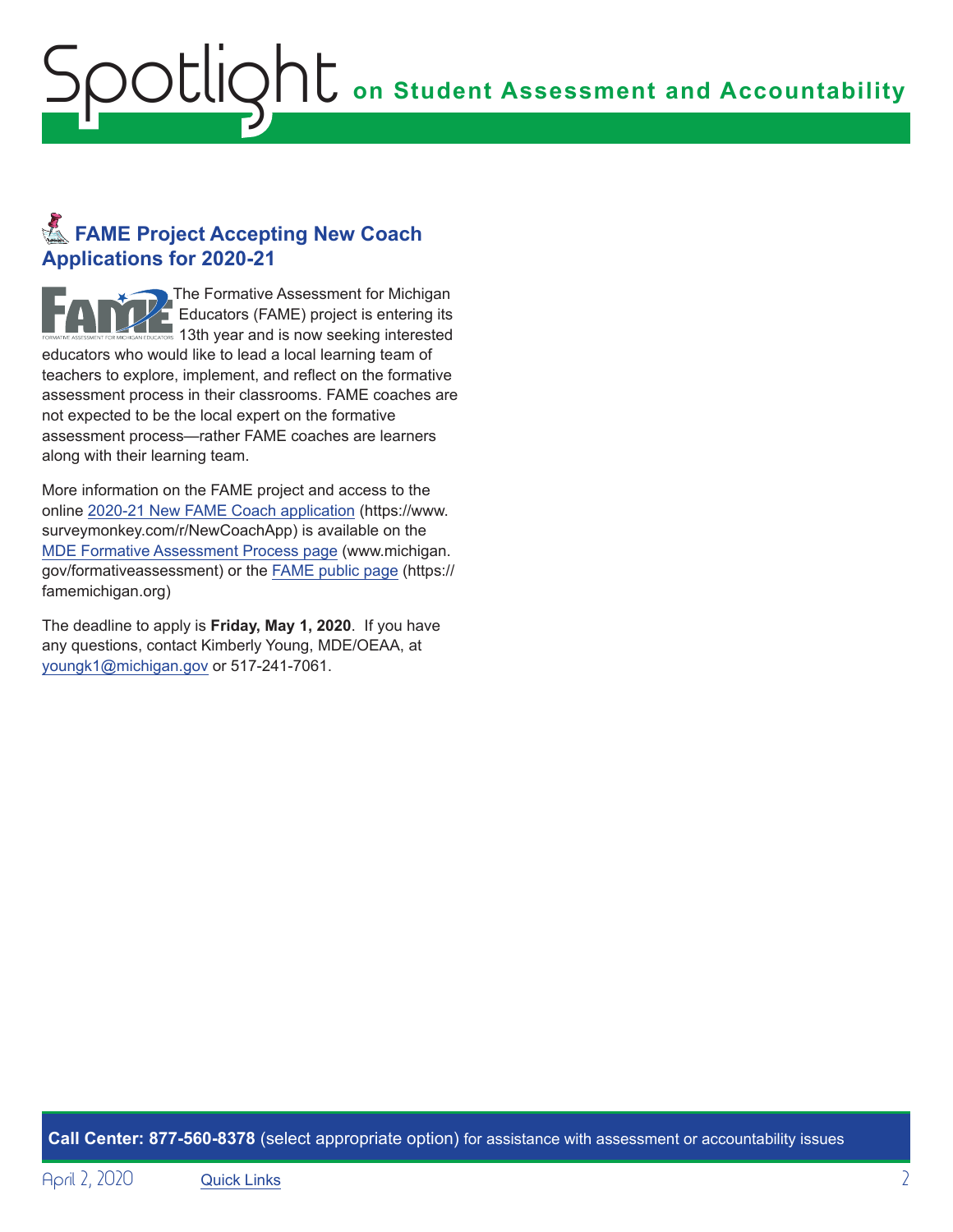## FAME Project Accepting New Coach Applications for 2020-21

The Formative Assessment for Michigan Educators (FAME) project is entering its 13th year and is now seeking interested educators who would like to lead a local learning team of teachers to explore, implement, and reflect on the formative assessment process in their classrooms. FAME coaches are not expected to be the local expert on the formative assessment process—rather FAME coaches are learners along with their learning team.

More information on the FAME project and access to the online [2020-21 New FAME Coach application](https://www.surveymonkey.com/r/NewCoachApp) (https://www.surveymonkey.com/r/NewCoachApp) is available on the [MDE Formative Assessment Process page](http://www.michigan.gov/formativeassessment) (www.michigan.gov/formativeassessment) or the [FAME public page](https://famemichigan.org) (https://famemichigan.org)

The deadline to apply is **Friday, May 1, 2020**. If you have any questions, contact Kimberly Young, MDE/OEAA, at [youngk1@michigan.gov](mailto:youngk1@michigan.gov) or 517-241-7061.

**Call Center: 877-560-8378** (select appropriate option) for assistance with assessment or accountability issues